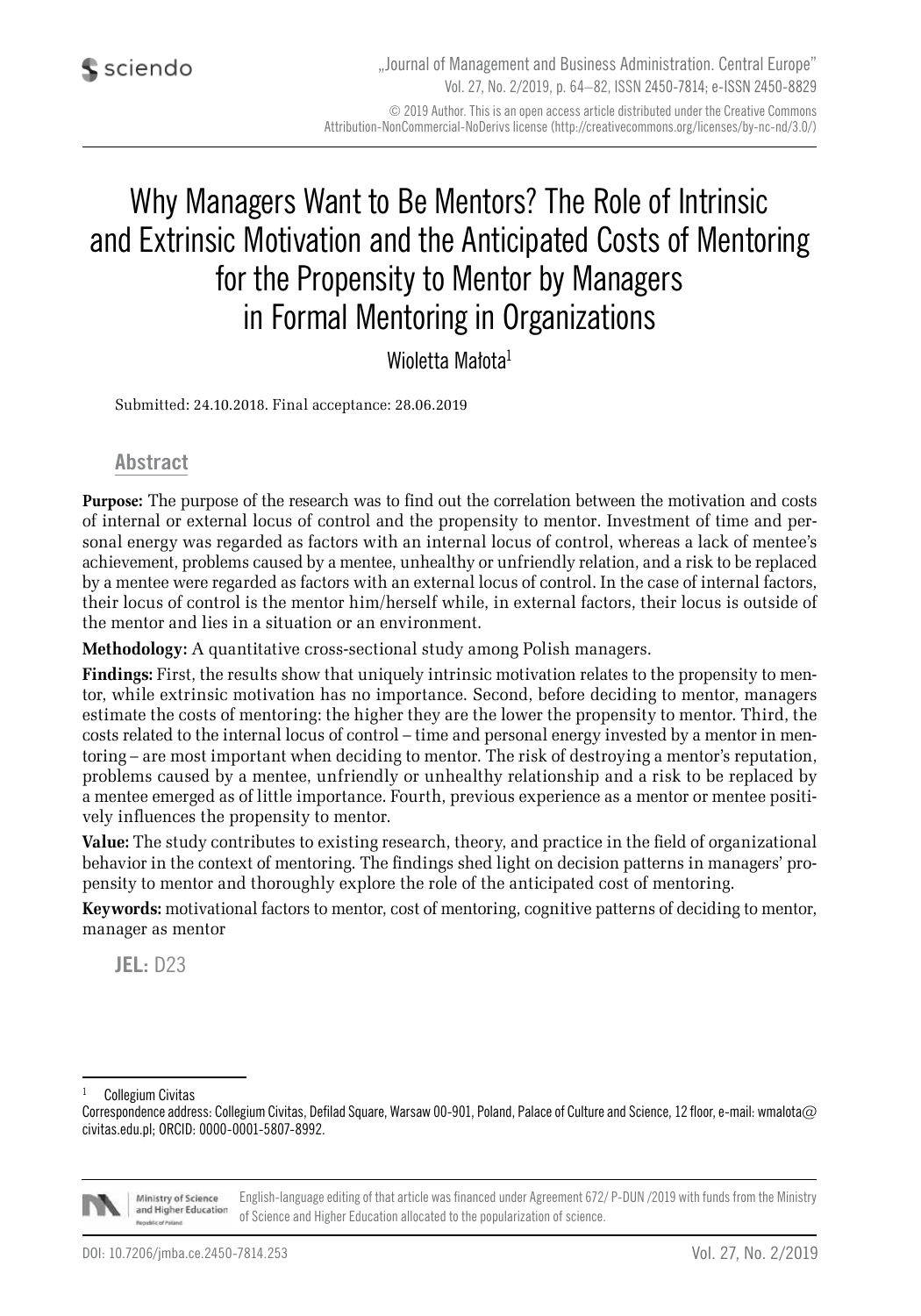# Why Managers Want to Be Mentors? The Role of Intrinsic and Extrinsic Motivation and the Anticipated Costs of Mentoring for the Propensity to Mentor by Managers in Formal Mentoring in Organizations

Wioletta Małota[1]

Submitted: 24.10.2018. Final acceptance: 28.06.2019

## Abstract

**Purpose:** The purpose of the research was to find out the correlation between the motivation and costs of internal or external locus of control and the propensity to mentor. Investment of time and personal energy was regarded as factors with an internal locus of control, whereas a lack of mentee's achievement, problems caused by a mentee, unhealthy or unfriendly relation, and a risk to be replaced by a mentee were regarded as factors with an external locus of control. In the case of internal factors, their locus of control is the mentor him/herself while, in external factors, their locus is outside of the mentor and lies in a situation or an environment.

**Methodology:** A quantitative cross-sectional study among Polish managers.

**Findings:** First, the results show that uniquely intrinsic motivation relates to the propensity to mentor, while extrinsic motivation has no importance. Second, before deciding to mentor, managers estimate the costs of mentoring: the higher they are the lower the propensity to mentor. Third, the costs related to the internal locus of control – time and personal energy invested by a mentor in mentoring – are most important when deciding to mentor. The risk of destroying a mentor's reputation, problems caused by a mentee, unfriendly or unhealthy relationship and a risk to be replaced by a mentee emerged as of little importance. Fourth, previous experience as a mentor or mentee positively influences the propensity to mentor.

**Value:** The study contributes to existing research, theory, and practice in the field of organizational behavior in the context of mentoring. The findings shed light on decision patterns in managers' propensity to mentor and thoroughly explore the role of the anticipated cost of mentoring.

**Keywords:** motivational factors to mentor, cost of mentoring, cognitive patterns of deciding to mentor, manager as mentor

**JEL:** D23

---

[1] Collegium Civitas

Correspondence address: Collegium Civitas, Defilad Square, Warsaw 00-901, Poland, Palace of Culture and Science, 12 floor, e-mail: wmalota@civitas.edu.pl; ORCID: 0000-0001-5807-8992.

English-language editing of that article was financed under Agreement 672/ P-DUN /2019 with funds from the Ministry of Science and Higher Education allocated to the popularization of science.

DOI: 10.7206/jmba.ce.2450-7814.253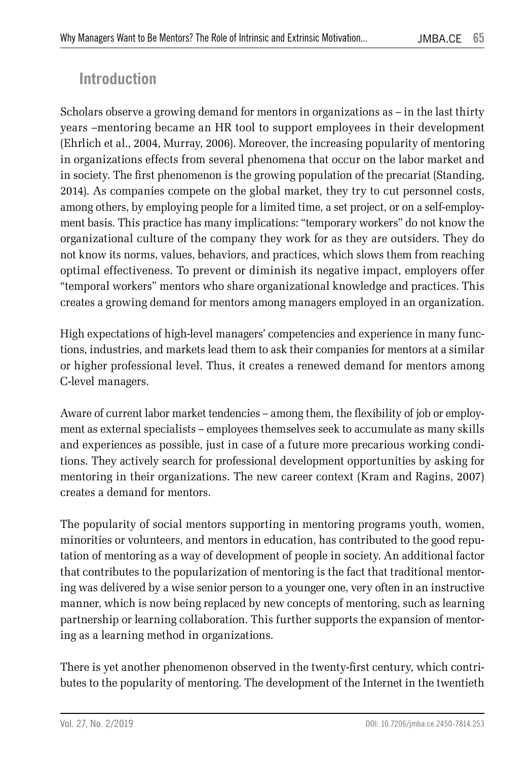## Introduction

Scholars observe a growing demand for mentors in organizations as – in the last thirty years –mentoring became an HR tool to support employees in their development (Ehrlich et al., 2004, Murray, 2006). Moreover, the increasing popularity of mentoring in organizations effects from several phenomena that occur on the labor market and in society. The first phenomenon is the growing population of the precariat (Standing, 2014). As companies compete on the global market, they try to cut personnel costs, among others, by employing people for a limited time, a set project, or on a self-employment basis. This practice has many implications: "temporary workers" do not know the organizational culture of the company they work for as they are outsiders. They do not know its norms, values, behaviors, and practices, which slows them from reaching optimal effectiveness. To prevent or diminish its negative impact, employers offer "temporal workers" mentors who share organizational knowledge and practices. This creates a growing demand for mentors among managers employed in an organization.

High expectations of high-level managers' competencies and experience in many functions, industries, and markets lead them to ask their companies for mentors at a similar or higher professional level. Thus, it creates a renewed demand for mentors among C-level managers.

Aware of current labor market tendencies – among them, the flexibility of job or employment as external specialists – employees themselves seek to accumulate as many skills and experiences as possible, just in case of a future more precarious working conditions. They actively search for professional development opportunities by asking for mentoring in their organizations. The new career context (Kram and Ragins, 2007) creates a demand for mentors.

The popularity of social mentors supporting in mentoring programs youth, women, minorities or volunteers, and mentors in education, has contributed to the good reputation of mentoring as a way of development of people in society. An additional factor that contributes to the popularization of mentoring is the fact that traditional mentoring was delivered by a wise senior person to a younger one, very often in an instructive manner, which is now being replaced by new concepts of mentoring, such as learning partnership or learning collaboration. This further supports the expansion of mentoring as a learning method in organizations.

There is yet another phenomenon observed in the twenty-first century, which contributes to the popularity of mentoring. The development of the Internet in the twentieth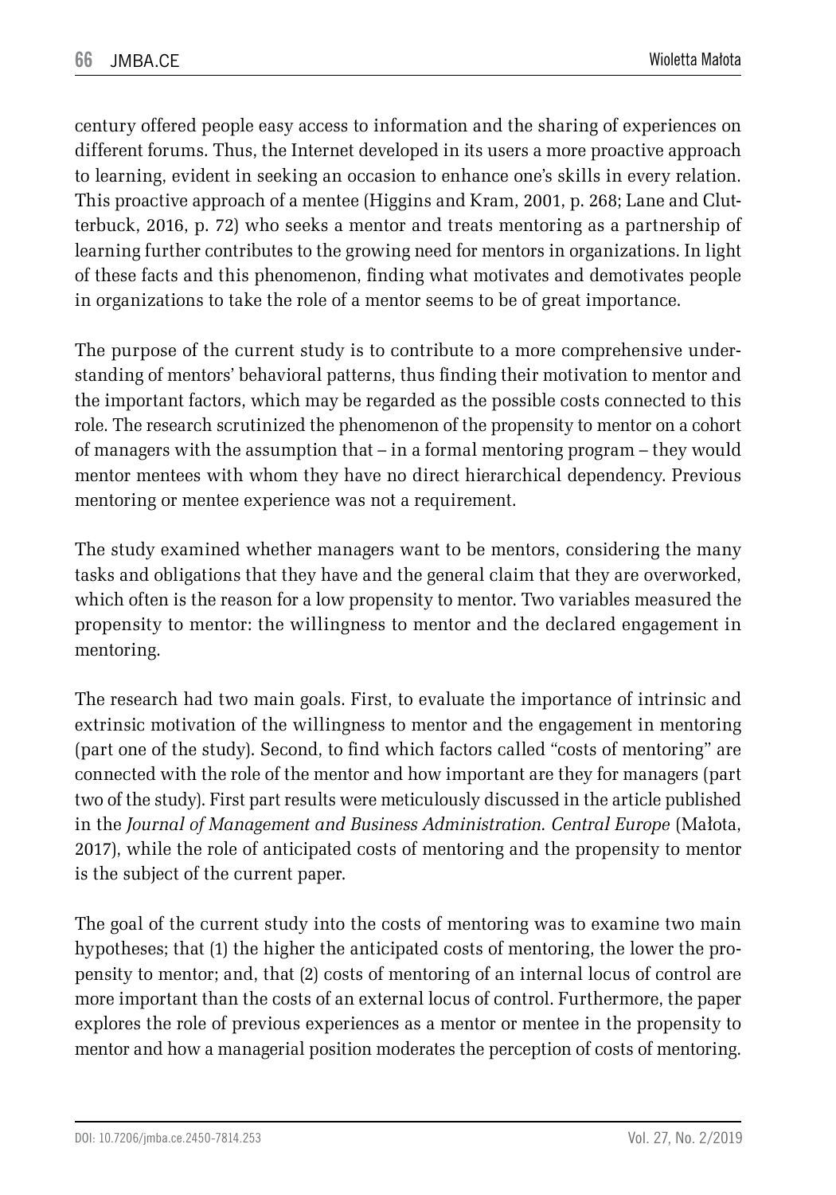century offered people easy access to information and the sharing of experiences on different forums. Thus, the Internet developed in its users a more proactive approach to learning, evident in seeking an occasion to enhance one's skills in every relation. This proactive approach of a mentee (Higgins and Kram, 2001, p. 268; Lane and Clutterbuck, 2016, p. 72) who seeks a mentor and treats mentoring as a partnership of learning further contributes to the growing need for mentors in organizations. In light of these facts and this phenomenon, finding what motivates and demotivates people in organizations to take the role of a mentor seems to be of great importance.

The purpose of the current study is to contribute to a more comprehensive understanding of mentors' behavioral patterns, thus finding their motivation to mentor and the important factors, which may be regarded as the possible costs connected to this role. The research scrutinized the phenomenon of the propensity to mentor on a cohort of managers with the assumption that – in a formal mentoring program – they would mentor mentees with whom they have no direct hierarchical dependency. Previous mentoring or mentee experience was not a requirement.

The study examined whether managers want to be mentors, considering the many tasks and obligations that they have and the general claim that they are overworked, which often is the reason for a low propensity to mentor. Two variables measured the propensity to mentor: the willingness to mentor and the declared engagement in mentoring.

The research had two main goals. First, to evaluate the importance of intrinsic and extrinsic motivation of the willingness to mentor and the engagement in mentoring (part one of the study). Second, to find which factors called "costs of mentoring" are connected with the role of the mentor and how important are they for managers (part two of the study). First part results were meticulously discussed in the article published in the *Journal of Management and Business Administration. Central Europe* (Małota, 2017), while the role of anticipated costs of mentoring and the propensity to mentor is the subject of the current paper.

The goal of the current study into the costs of mentoring was to examine two main hypotheses; that (1) the higher the anticipated costs of mentoring, the lower the propensity to mentor; and, that (2) costs of mentoring of an internal locus of control are more important than the costs of an external locus of control. Furthermore, the paper explores the role of previous experiences as a mentor or mentee in the propensity to mentor and how a managerial position moderates the perception of costs of mentoring.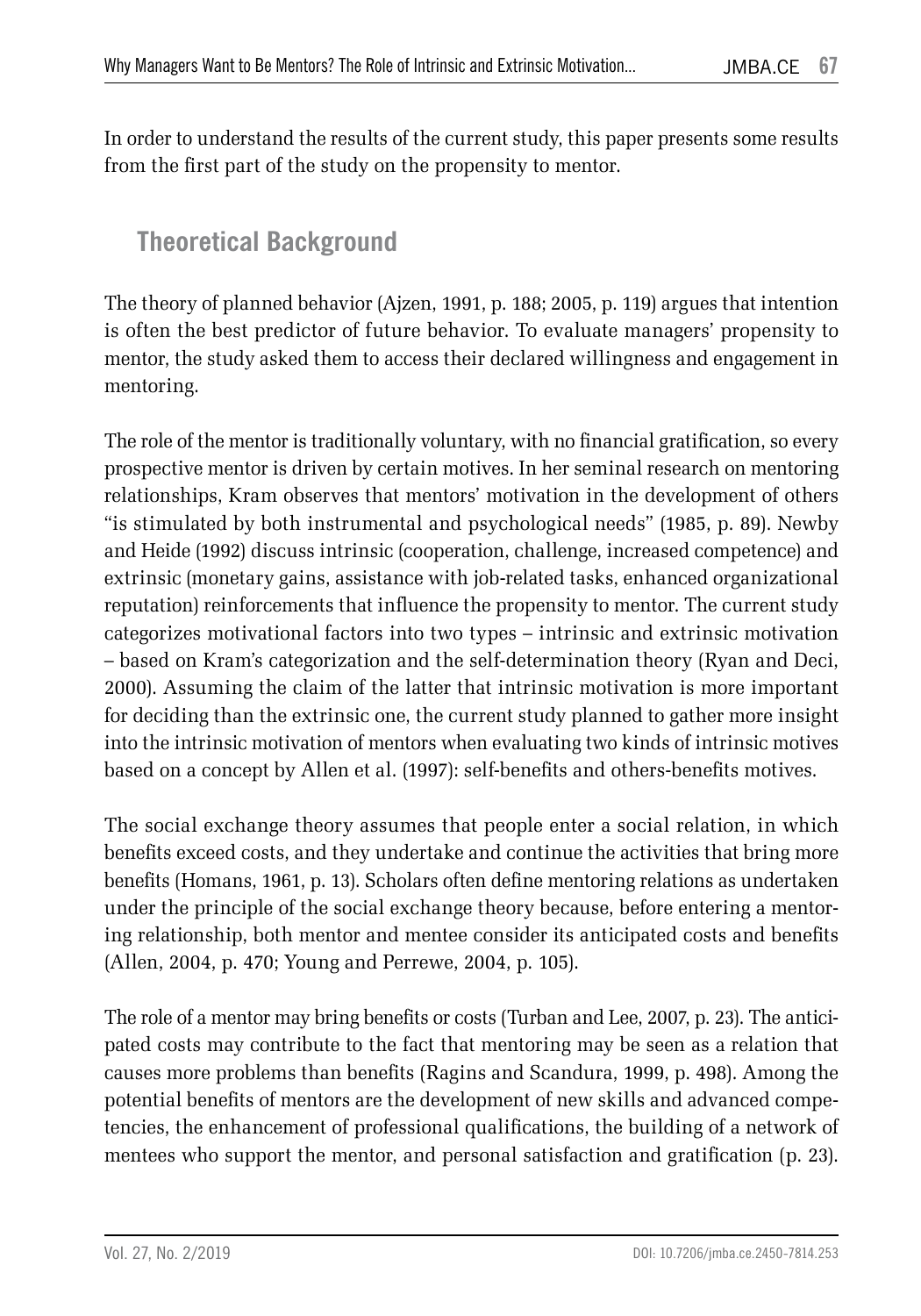In order to understand the results of the current study, this paper presents some results from the first part of the study on the propensity to mentor.

## Theoretical Background

The theory of planned behavior (Ajzen, 1991, p. 188; 2005, p. 119) argues that intention is often the best predictor of future behavior. To evaluate managers' propensity to mentor, the study asked them to access their declared willingness and engagement in mentoring.

The role of the mentor is traditionally voluntary, with no financial gratification, so every prospective mentor is driven by certain motives. In her seminal research on mentoring relationships, Kram observes that mentors' motivation in the development of others "is stimulated by both instrumental and psychological needs" (1985, p. 89). Newby and Heide (1992) discuss intrinsic (cooperation, challenge, increased competence) and extrinsic (monetary gains, assistance with job-related tasks, enhanced organizational reputation) reinforcements that influence the propensity to mentor. The current study categorizes motivational factors into two types – intrinsic and extrinsic motivation – based on Kram's categorization and the self-determination theory (Ryan and Deci, 2000). Assuming the claim of the latter that intrinsic motivation is more important for deciding than the extrinsic one, the current study planned to gather more insight into the intrinsic motivation of mentors when evaluating two kinds of intrinsic motives based on a concept by Allen et al. (1997): self-benefits and others-benefits motives.

The social exchange theory assumes that people enter a social relation, in which benefits exceed costs, and they undertake and continue the activities that bring more benefits (Homans, 1961, p. 13). Scholars often define mentoring relations as undertaken under the principle of the social exchange theory because, before entering a mentoring relationship, both mentor and mentee consider its anticipated costs and benefits (Allen, 2004, p. 470; Young and Perrewe, 2004, p. 105).

The role of a mentor may bring benefits or costs (Turban and Lee, 2007, p. 23). The anticipated costs may contribute to the fact that mentoring may be seen as a relation that causes more problems than benefits (Ragins and Scandura, 1999, p. 498). Among the potential benefits of mentors are the development of new skills and advanced competencies, the enhancement of professional qualifications, the building of a network of mentees who support the mentor, and personal satisfaction and gratification (p. 23).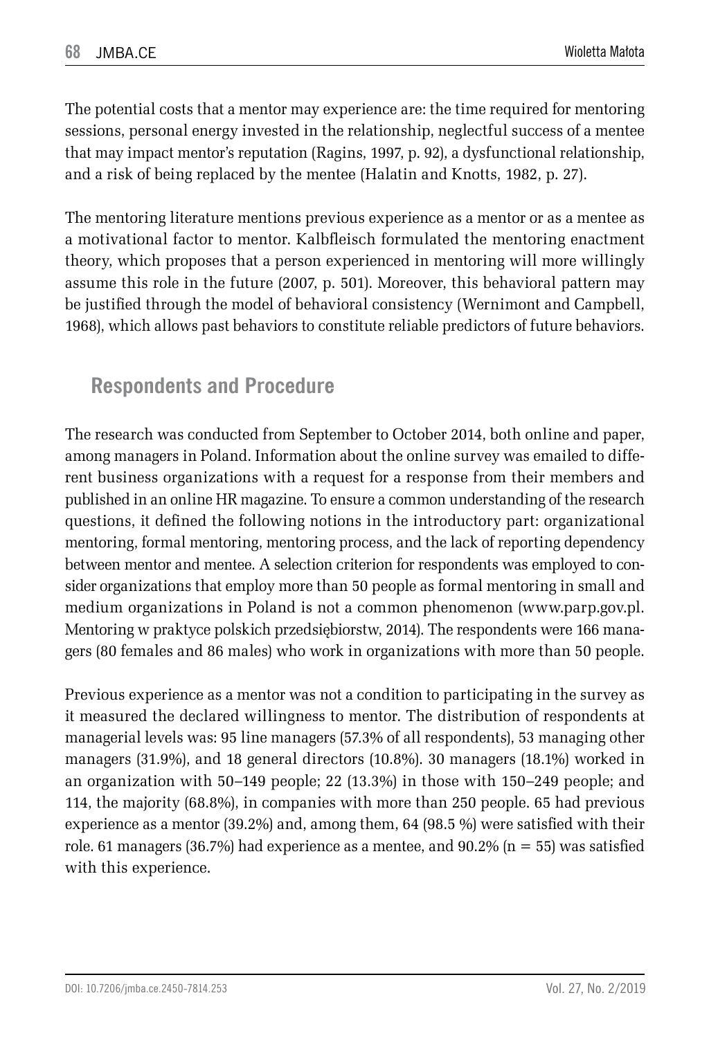The potential costs that a mentor may experience are: the time required for mentoring sessions, personal energy invested in the relationship, neglectful success of a mentee that may impact mentor's reputation (Ragins, 1997, p. 92), a dysfunctional relationship, and a risk of being replaced by the mentee (Halatin and Knotts, 1982, p. 27).

The mentoring literature mentions previous experience as a mentor or as a mentee as a motivational factor to mentor. Kalbfleisch formulated the mentoring enactment theory, which proposes that a person experienced in mentoring will more willingly assume this role in the future (2007, p. 501). Moreover, this behavioral pattern may be justified through the model of behavioral consistency (Wernimont and Campbell, 1968), which allows past behaviors to constitute reliable predictors of future behaviors.

## Respondents and Procedure

The research was conducted from September to October 2014, both online and paper, among managers in Poland. Information about the online survey was emailed to different business organizations with a request for a response from their members and published in an online HR magazine. To ensure a common understanding of the research questions, it defined the following notions in the introductory part: organizational mentoring, formal mentoring, mentoring process, and the lack of reporting dependency between mentor and mentee. A selection criterion for respondents was employed to consider organizations that employ more than 50 people as formal mentoring in small and medium organizations in Poland is not a common phenomenon (www.parp.gov.pl. Mentoring w praktyce polskich przedsiębiorstw, 2014). The respondents were 166 managers (80 females and 86 males) who work in organizations with more than 50 people.

Previous experience as a mentor was not a condition to participating in the survey as it measured the declared willingness to mentor. The distribution of respondents at managerial levels was: 95 line managers (57.3% of all respondents), 53 managing other managers (31.9%), and 18 general directors (10.8%). 30 managers (18.1%) worked in an organization with 50–149 people; 22 (13.3%) in those with 150–249 people; and 114, the majority (68.8%), in companies with more than 250 people. 65 had previous experience as a mentor (39.2%) and, among them, 64 (98.5 %) were satisfied with their role. 61 managers (36.7%) had experience as a mentee, and 90.2% ($n = 55$) was satisfied with this experience.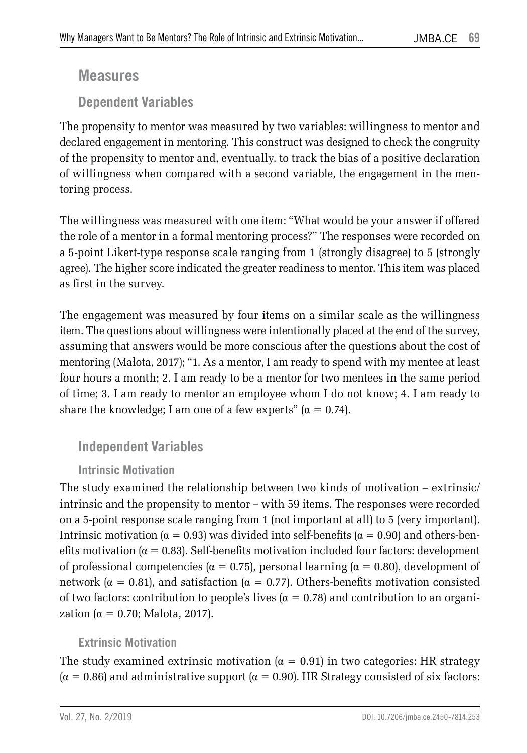## Measures

### Dependent Variables

The propensity to mentor was measured by two variables: willingness to mentor and declared engagement in mentoring. This construct was designed to check the congruity of the propensity to mentor and, eventually, to track the bias of a positive declaration of willingness when compared with a second variable, the engagement in the mentoring process.

The willingness was measured with one item: "What would be your answer if offered the role of a mentor in a formal mentoring process?" The responses were recorded on a 5-point Likert-type response scale ranging from 1 (strongly disagree) to 5 (strongly agree). The higher score indicated the greater readiness to mentor. This item was placed as first in the survey.

The engagement was measured by four items on a similar scale as the willingness item. The questions about willingness were intentionally placed at the end of the survey, assuming that answers would be more conscious after the questions about the cost of mentoring (Małota, 2017); "1. As a mentor, I am ready to spend with my mentee at least four hours a month; 2. I am ready to be a mentor for two mentees in the same period of time; 3. I am ready to mentor an employee whom I do not know; 4. I am ready to share the knowledge; I am one of a few experts" ($\alpha = 0.74$).

### Independent Variables

#### Intrinsic Motivation

The study examined the relationship between two kinds of motivation – extrinsic/intrinsic and the propensity to mentor – with 59 items. The responses were recorded on a 5-point response scale ranging from 1 (not important at all) to 5 (very important). Intrinsic motivation ($\alpha = 0.93$) was divided into self-benefits ($\alpha = 0.90$) and others-benefits motivation ($\alpha = 0.83$). Self-benefits motivation included four factors: development of professional competencies ($\alpha = 0.75$), personal learning ($\alpha = 0.80$), development of network ($\alpha = 0.81$), and satisfaction ($\alpha = 0.77$). Others-benefits motivation consisted of two factors: contribution to people's lives ($\alpha = 0.78$) and contribution to an organization ($\alpha = 0.70$; Malota, 2017).

#### Extrinsic Motivation

The study examined extrinsic motivation ($\alpha = 0.91$) in two categories: HR strategy ($\alpha = 0.86$) and administrative support ($\alpha = 0.90$). HR Strategy consisted of six factors: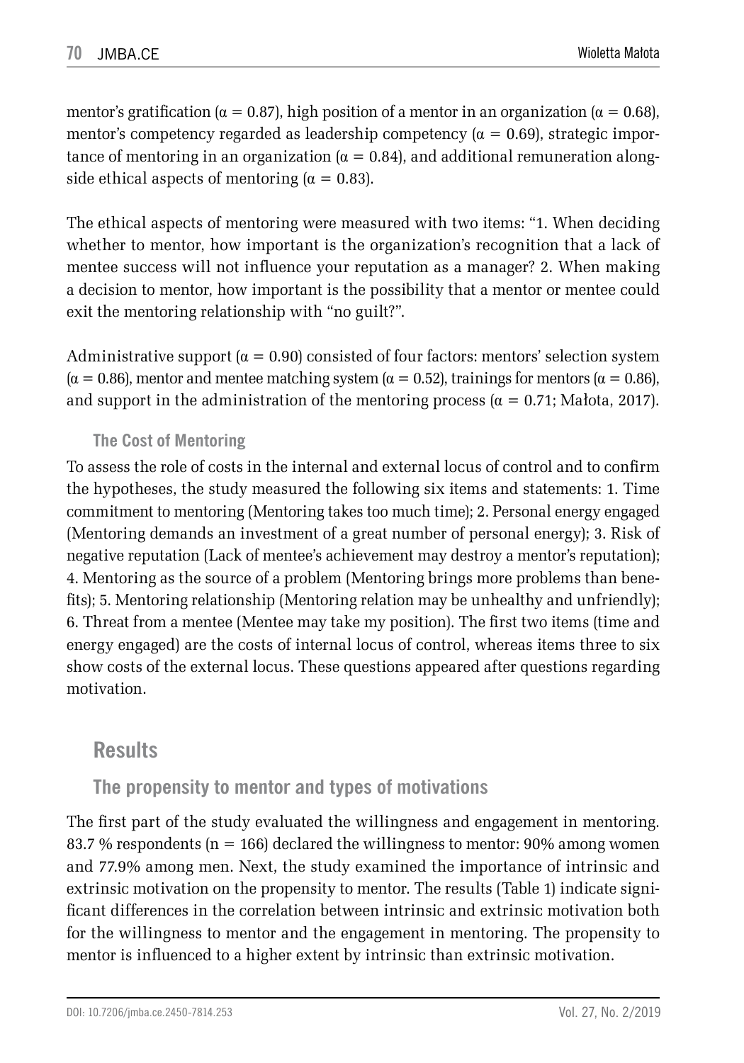mentor's gratification ($\alpha = 0.87$), high position of a mentor in an organization ($\alpha = 0.68$), mentor's competency regarded as leadership competency ($\alpha = 0.69$), strategic importance of mentoring in an organization ($\alpha = 0.84$), and additional remuneration alongside ethical aspects of mentoring ($\alpha = 0.83$).

The ethical aspects of mentoring were measured with two items: "1. When deciding whether to mentor, how important is the organization's recognition that a lack of mentee success will not influence your reputation as a manager? 2. When making a decision to mentor, how important is the possibility that a mentor or mentee could exit the mentoring relationship with "no guilt?".

Administrative support ($\alpha = 0.90$) consisted of four factors: mentors' selection system ($\alpha = 0.86$), mentor and mentee matching system ($\alpha = 0.52$), trainings for mentors ($\alpha = 0.86$), and support in the administration of the mentoring process ($\alpha = 0.71$; Małota, 2017).

### The Cost of Mentoring

To assess the role of costs in the internal and external locus of control and to confirm the hypotheses, the study measured the following six items and statements: 1. Time commitment to mentoring (Mentoring takes too much time); 2. Personal energy engaged (Mentoring demands an investment of a great number of personal energy); 3. Risk of negative reputation (Lack of mentee's achievement may destroy a mentor's reputation); 4. Mentoring as the source of a problem (Mentoring brings more problems than benefits); 5. Mentoring relationship (Mentoring relation may be unhealthy and unfriendly); 6. Threat from a mentee (Mentee may take my position). The first two items (time and energy engaged) are the costs of internal locus of control, whereas items three to six show costs of the external locus. These questions appeared after questions regarding motivation.

## Results

### The propensity to mentor and types of motivations

The first part of the study evaluated the willingness and engagement in mentoring. 83.7 % respondents ($n = 166$) declared the willingness to mentor: 90% among women and 77.9% among men. Next, the study examined the importance of intrinsic and extrinsic motivation on the propensity to mentor. The results (Table 1) indicate significant differences in the correlation between intrinsic and extrinsic motivation both for the willingness to mentor and the engagement in mentoring. The propensity to mentor is influenced to a higher extent by intrinsic than extrinsic motivation.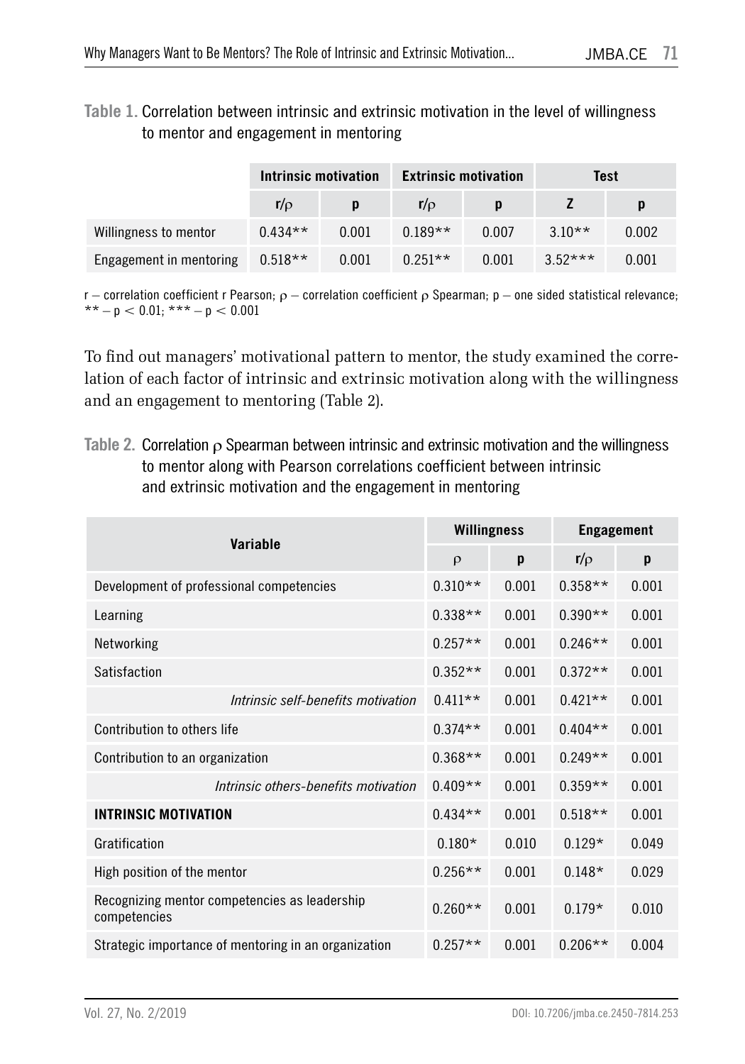**Table 1.** Correlation between intrinsic and extrinsic motivation in the level of willingness to mentor and engagement in mentoring

| | Intrinsic motivation | | Extrinsic motivation | | Test | |
|---|---|---|---|---|---|---|
| | r/ρ | p | r/ρ | p | Z | p |
| Willingness to mentor | 0.434** | 0.001 | 0.189** | 0.007 | 3.10** | 0.002 |
| Engagement in mentoring | 0.518** | 0.001 | 0.251** | 0.001 | 3.52*** | 0.001 |

r – correlation coefficient r Pearson; ρ – correlation coefficient ρ Spearman; p – one sided statistical relevance; ** – $p < 0.01$; *** – $p < 0.001$

To find out managers' motivational pattern to mentor, the study examined the correlation of each factor of intrinsic and extrinsic motivation along with the willingness and an engagement to mentoring (Table 2).

**Table 2.** Correlation ρ Spearman between intrinsic and extrinsic motivation and the willingness to mentor along with Pearson correlations coefficient between intrinsic and extrinsic motivation and the engagement in mentoring

| Variable | Willingness | | Engagement | |
|---|---|---|---|---|
| | ρ | p | r/ρ | p |
| Development of professional competencies | 0.310** | 0.001 | 0.358** | 0.001 |
| Learning | 0.338** | 0.001 | 0.390** | 0.001 |
| Networking | 0.257** | 0.001 | 0.246** | 0.001 |
| Satisfaction | 0.352** | 0.001 | 0.372** | 0.001 |
| *Intrinsic self-benefits motivation* | 0.411** | 0.001 | 0.421** | 0.001 |
| Contribution to others life | 0.374** | 0.001 | 0.404** | 0.001 |
| Contribution to an organization | 0.368** | 0.001 | 0.249** | 0.001 |
| *Intrinsic others-benefits motivation* | 0.409** | 0.001 | 0.359** | 0.001 |
| **INTRINSIC MOTIVATION** | 0.434** | 0.001 | 0.518** | 0.001 |
| Gratification | 0.180* | 0.010 | 0.129* | 0.049 |
| High position of the mentor | 0.256** | 0.001 | 0.148* | 0.029 |
| Recognizing mentor competencies as leadership competencies | 0.260** | 0.001 | 0.179* | 0.010 |
| Strategic importance of mentoring in an organization | 0.257** | 0.001 | 0.206** | 0.004 |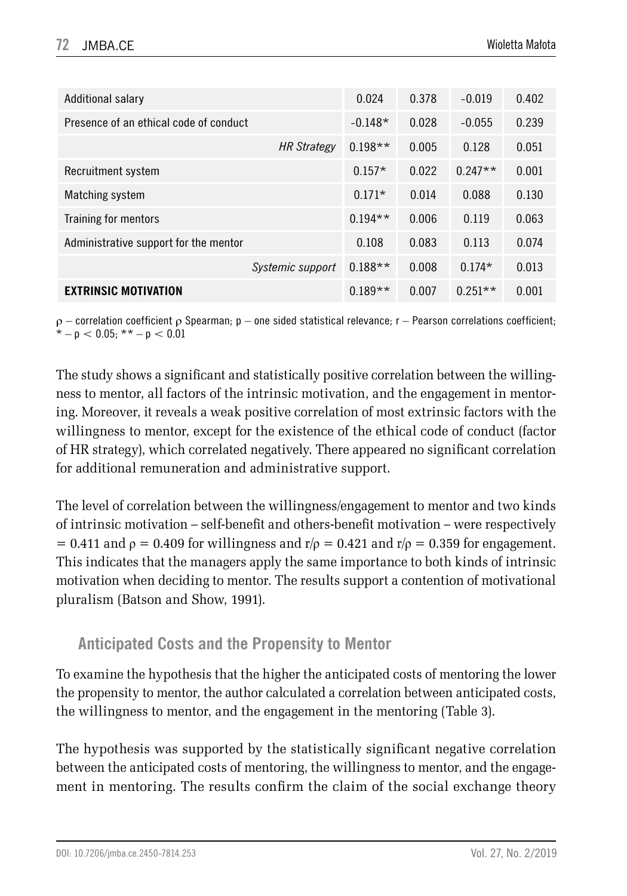| | | | | |
|---|---|---|---|---|
| Additional salary | 0.024 | 0.378 | -0.019 | 0.402 |
| Presence of an ethical code of conduct | -0.148* | 0.028 | -0.055 | 0.239 |
| *HR Strategy* | 0.198** | 0.005 | 0.128 | 0.051 |
| Recruitment system | 0.157* | 0.022 | 0.247** | 0.001 |
| Matching system | 0.171* | 0.014 | 0.088 | 0.130 |
| Training for mentors | 0.194** | 0.006 | 0.119 | 0.063 |
| Administrative support for the mentor | 0.108 | 0.083 | 0.113 | 0.074 |
| *Systemic support* | 0.188** | 0.008 | 0.174* | 0.013 |
| **EXTRINSIC MOTIVATION** | 0.189** | 0.007 | 0.251** | 0.001 |

$\rho$ – correlation coefficient $\rho$ Spearman; p – one sided statistical relevance; r – Pearson correlations coefficient; * – $p < 0.05$; ** – $p < 0.01$

The study shows a significant and statistically positive correlation between the willingness to mentor, all factors of the intrinsic motivation, and the engagement in mentoring. Moreover, it reveals a weak positive correlation of most extrinsic factors with the willingness to mentor, except for the existence of the ethical code of conduct (factor of HR strategy), which correlated negatively. There appeared no significant correlation for additional remuneration and administrative support.

The level of correlation between the willingness/engagement to mentor and two kinds of intrinsic motivation – self-benefit and others-benefit motivation – were respectively $= 0.411$ and $\rho = 0.409$ for willingness and $r/\rho = 0.421$ and $r/\rho = 0.359$ for engagement. This indicates that the managers apply the same importance to both kinds of intrinsic motivation when deciding to mentor. The results support a contention of motivational pluralism (Batson and Show, 1991).

## Anticipated Costs and the Propensity to Mentor

To examine the hypothesis that the higher the anticipated costs of mentoring the lower the propensity to mentor, the author calculated a correlation between anticipated costs, the willingness to mentor, and the engagement in the mentoring (Table 3).

The hypothesis was supported by the statistically significant negative correlation between the anticipated costs of mentoring, the willingness to mentor, and the engagement in mentoring. The results confirm the claim of the social exchange theory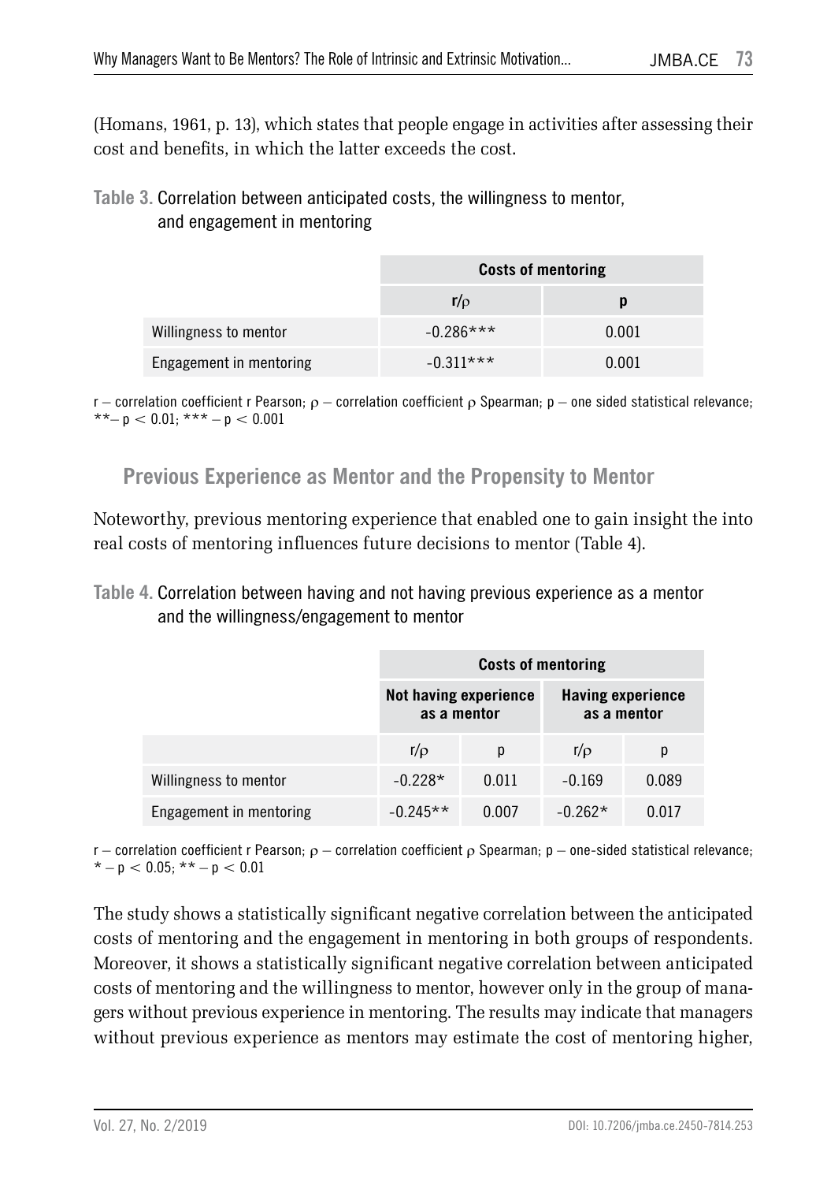(Homans, 1961, p. 13), which states that people engage in activities after assessing their cost and benefits, in which the latter exceeds the cost.

**Table 3.** Correlation between anticipated costs, the willingness to mentor, and engagement in mentoring

| | Costs of mentoring | |
|---|---|---|
| | **r/ρ** | **p** |
| Willingness to mentor | -0.286*** | 0.001 |
| Engagement in mentoring | -0.311*** | 0.001 |

r – correlation coefficient r Pearson; ρ – correlation coefficient ρ Spearman; p – one sided statistical relevance; ** – $p < 0.01$; *** – $p < 0.001$

## Previous Experience as Mentor and the Propensity to Mentor

Noteworthy, previous mentoring experience that enabled one to gain insight the into real costs of mentoring influences future decisions to mentor (Table 4).

**Table 4.** Correlation between having and not having previous experience as a mentor and the willingness/engagement to mentor

| | Costs of mentoring | | | |
|---|---|---|---|---|
| | Not having experience as a mentor | | Having experience as a mentor | |
| | r/ρ | p | r/ρ | p |
| Willingness to mentor | -0.228* | 0.011 | -0.169 | 0.089 |
| Engagement in mentoring | -0.245** | 0.007 | -0.262* | 0.017 |

r – correlation coefficient r Pearson; ρ – correlation coefficient ρ Spearman; p – one-sided statistical relevance; * – $p < 0.05$; ** – $p < 0.01$

The study shows a statistically significant negative correlation between the anticipated costs of mentoring and the engagement in mentoring in both groups of respondents. Moreover, it shows a statistically significant negative correlation between anticipated costs of mentoring and the willingness to mentor, however only in the group of managers without previous experience in mentoring. The results may indicate that managers without previous experience as mentors may estimate the cost of mentoring higher,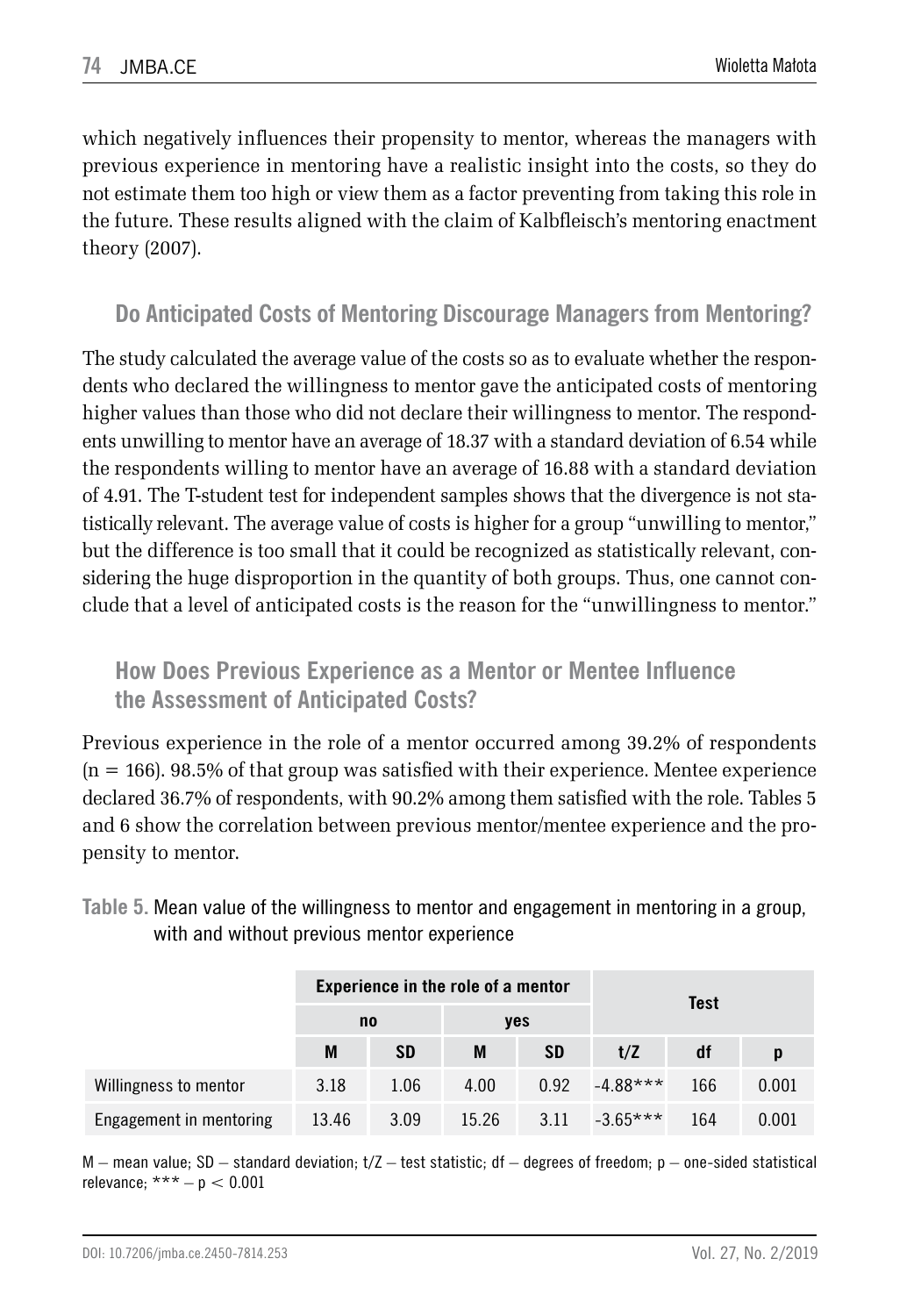which negatively influences their propensity to mentor, whereas the managers with previous experience in mentoring have a realistic insight into the costs, so they do not estimate them too high or view them as a factor preventing from taking this role in the future. These results aligned with the claim of Kalbfleisch's mentoring enactment theory (2007).

### Do Anticipated Costs of Mentoring Discourage Managers from Mentoring?

The study calculated the average value of the costs so as to evaluate whether the respondents who declared the willingness to mentor gave the anticipated costs of mentoring higher values than those who did not declare their willingness to mentor. The respondents unwilling to mentor have an average of 18.37 with a standard deviation of 6.54 while the respondents willing to mentor have an average of 16.88 with a standard deviation of 4.91. The T-student test for independent samples shows that the divergence is not statistically relevant. The average value of costs is higher for a group "unwilling to mentor," but the difference is too small that it could be recognized as statistically relevant, considering the huge disproportion in the quantity of both groups. Thus, one cannot conclude that a level of anticipated costs is the reason for the "unwillingness to mentor."

### How Does Previous Experience as a Mentor or Mentee Influence the Assessment of Anticipated Costs?

Previous experience in the role of a mentor occurred among 39.2% of respondents ($n = 166$). 98.5% of that group was satisfied with their experience. Mentee experience declared 36.7% of respondents, with 90.2% among them satisfied with the role. Tables 5 and 6 show the correlation between previous mentor/mentee experience and the propensity to mentor.

**Table 5.** Mean value of the willingness to mentor and engagement in mentoring in a group, with and without previous mentor experience

| | Experience in the role of a mentor | | | | Test | | |
|---|---|---|---|---|---|---|---|
| | no | | yes | | | | |
| | M | SD | M | SD | t/Z | df | p |
| Willingness to mentor | 3.18 | 1.06 | 4.00 | 0.92 | -4.88*** | 166 | 0.001 |
| Engagement in mentoring | 13.46 | 3.09 | 15.26 | 3.11 | -3.65*** | 164 | 0.001 |

M – mean value; SD – standard deviation; t/Z – test statistic; df – degrees of freedom; p – one-sided statistical relevance; *** – $p < 0.001$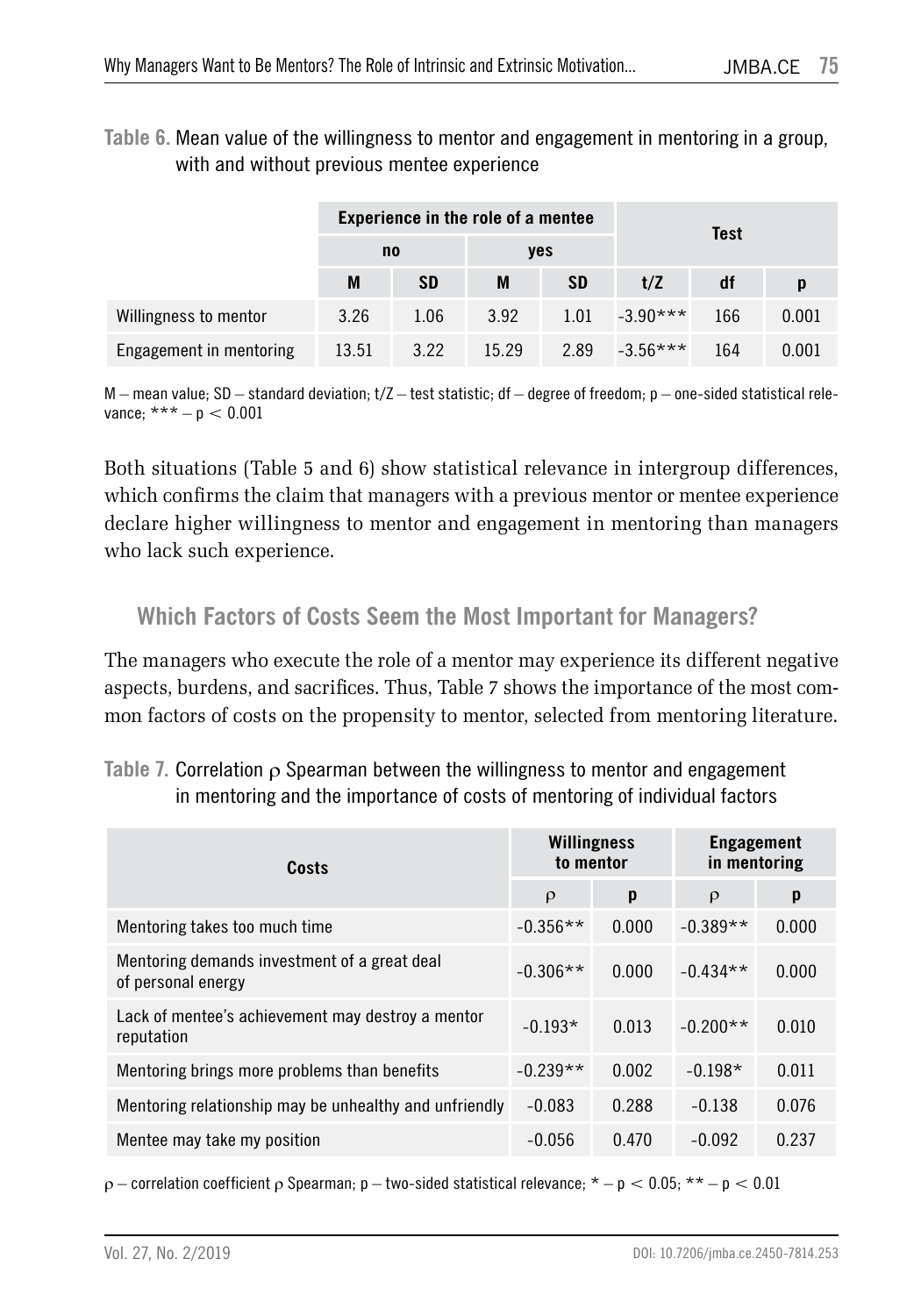**Table 6.** Mean value of the willingness to mentor and engagement in mentoring in a group, with and without previous mentee experience

| | Experience in the role of a mentee | | | | Test | | |
|---|---|---|---|---|---|---|---|
| | no | | yes | | | | |
| | M | SD | M | SD | t/Z | df | p |
| Willingness to mentor | 3.26 | 1.06 | 3.92 | 1.01 | -3.90*** | 166 | 0.001 |
| Engagement in mentoring | 13.51 | 3.22 | 15.29 | 2.89 | -3.56*** | 164 | 0.001 |

M – mean value; SD – standard deviation; t/Z – test statistic; df – degree of freedom; p – one-sided statistical relevance; *** – $p < 0.001$

Both situations (Table 5 and 6) show statistical relevance in intergroup differences, which confirms the claim that managers with a previous mentor or mentee experience declare higher willingness to mentor and engagement in mentoring than managers who lack such experience.

## Which Factors of Costs Seem the Most Important for Managers?

The managers who execute the role of a mentor may experience its different negative aspects, burdens, and sacrifices. Thus, Table 7 shows the importance of the most common factors of costs on the propensity to mentor, selected from mentoring literature.

**Table 7.** Correlation $\rho$ Spearman between the willingness to mentor and engagement in mentoring and the importance of costs of mentoring of individual factors

| Costs | Willingness to mentor | | Engagement in mentoring | |
|---|---|---|---|---|
| | $\rho$ | p | $\rho$ | p |
| Mentoring takes too much time | -0.356** | 0.000 | -0.389** | 0.000 |
| Mentoring demands investment of a great deal of personal energy | -0.306** | 0.000 | -0.434** | 0.000 |
| Lack of mentee's achievement may destroy a mentor reputation | -0.193* | 0.013 | -0.200** | 0.010 |
| Mentoring brings more problems than benefits | -0.239** | 0.002 | -0.198* | 0.011 |
| Mentoring relationship may be unhealthy and unfriendly | -0.083 | 0.288 | -0.138 | 0.076 |
| Mentee may take my position | -0.056 | 0.470 | -0.092 | 0.237 |

$\rho$ – correlation coefficient $\rho$ Spearman; p – two-sided statistical relevance; * – $p < 0.05$; ** – $p < 0.01$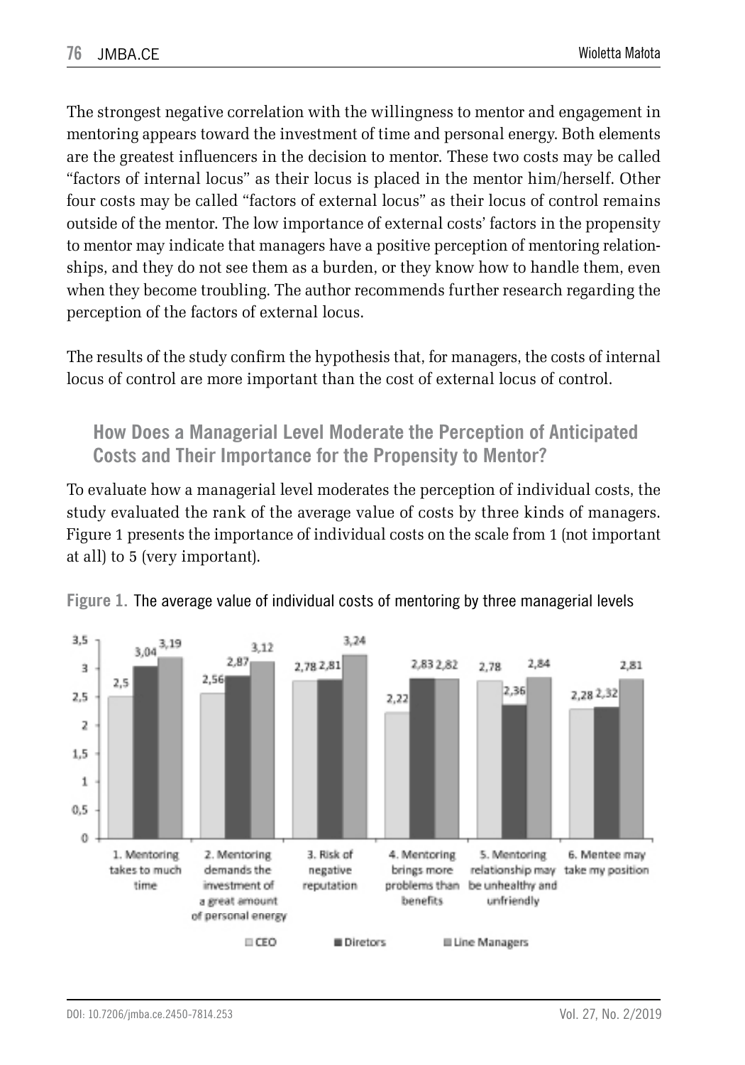The strongest negative correlation with the willingness to mentor and engagement in mentoring appears toward the investment of time and personal energy. Both elements are the greatest influencers in the decision to mentor. These two costs may be called "factors of internal locus" as their locus is placed in the mentor him/herself. Other four costs may be called "factors of external locus" as their locus of control remains outside of the mentor. The low importance of external costs' factors in the propensity to mentor may indicate that managers have a positive perception of mentoring relationships, and they do not see them as a burden, or they know how to handle them, even when they become troubling. The author recommends further research regarding the perception of the factors of external locus.

The results of the study confirm the hypothesis that, for managers, the costs of internal locus of control are more important than the cost of external locus of control.

## How Does a Managerial Level Moderate the Perception of Anticipated Costs and Their Importance for the Propensity to Mentor?

To evaluate how a managerial level moderates the perception of individual costs, the study evaluated the rank of the average value of costs by three kinds of managers. Figure 1 presents the importance of individual costs on the scale from 1 (not important at all) to 5 (very important).

**Figure 1.** The average value of individual costs of mentoring by three managerial levels

| | CEO | Diretors | Line Managers |
|---|---|---|---|
| 1. Mentoring takes to much time | 2,5 | 3,04 | 3,19 |
| 2. Mentoring demands the investment of a great amount of personal energy | 2,56 | 2,87 | 3,12 |
| 3. Risk of negative reputation | 2,78 | 2,81 | 3,24 |
| 4. Mentoring brings more problems than benefits | 2,22 | 2,83 | 2,82 |
| 5. Mentoring relationship may be unhealthy and unfriendly | 2,78 | 2,36 | 2,84 |
| 6. Mentee may take my position | 2,28 | 2,32 | 2,81 |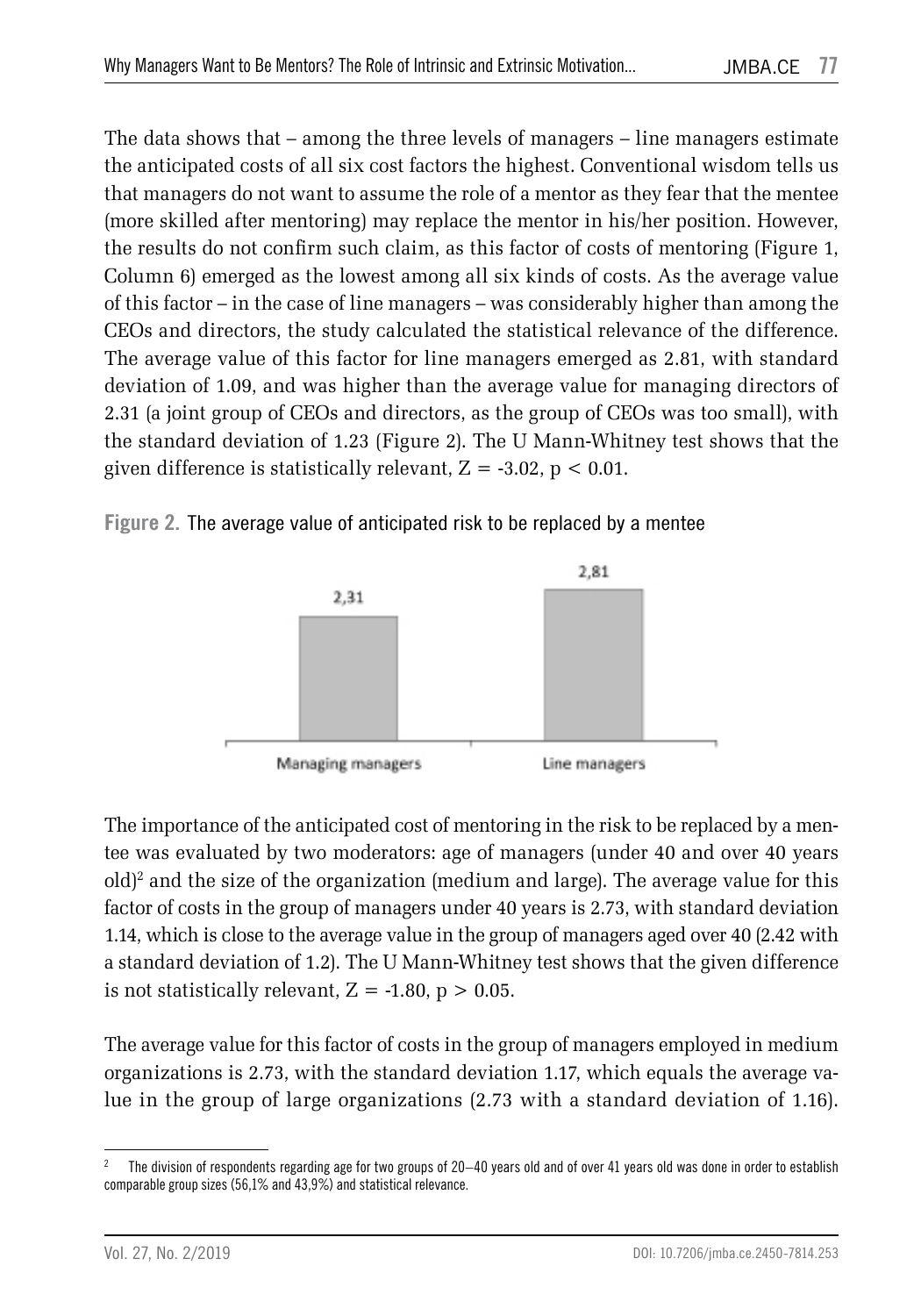The data shows that – among the three levels of managers – line managers estimate the anticipated costs of all six cost factors the highest. Conventional wisdom tells us that managers do not want to assume the role of a mentor as they fear that the mentee (more skilled after mentoring) may replace the mentor in his/her position. However, the results do not confirm such claim, as this factor of costs of mentoring (Figure 1, Column 6) emerged as the lowest among all six kinds of costs. As the average value of this factor – in the case of line managers – was considerably higher than among the CEOs and directors, the study calculated the statistical relevance of the difference. The average value of this factor for line managers emerged as 2.81, with standard deviation of 1.09, and was higher than the average value for managing directors of 2.31 (a joint group of CEOs and directors, as the group of CEOs was too small), with the standard deviation of 1.23 (Figure 2). The U Mann-Whitney test shows that the given difference is statistically relevant, $Z = -3.02$, $p < 0.01$.

**Figure 2.** The average value of anticipated risk to be replaced by a mentee

| Managing managers | Line managers |
|---|---|
| 2,31 | 2,81 |

The importance of the anticipated cost of mentoring in the risk to be replaced by a mentee was evaluated by two moderators: age of managers (under 40 and over 40 years old)[2] and the size of the organization (medium and large). The average value for this factor of costs in the group of managers under 40 years is 2.73, with standard deviation 1.14, which is close to the average value in the group of managers aged over 40 (2.42 with a standard deviation of 1.2). The U Mann-Whitney test shows that the given difference is not statistically relevant, $Z = -1.80$, $p > 0.05$.

The average value for this factor of costs in the group of managers employed in medium organizations is 2.73, with the standard deviation 1.17, which equals the average value in the group of large organizations (2.73 with a standard deviation of 1.16).

[2] The division of respondents regarding age for two groups of 20–40 years old and of over 41 years old was done in order to establish comparable group sizes (56,1% and 43,9%) and statistical relevance.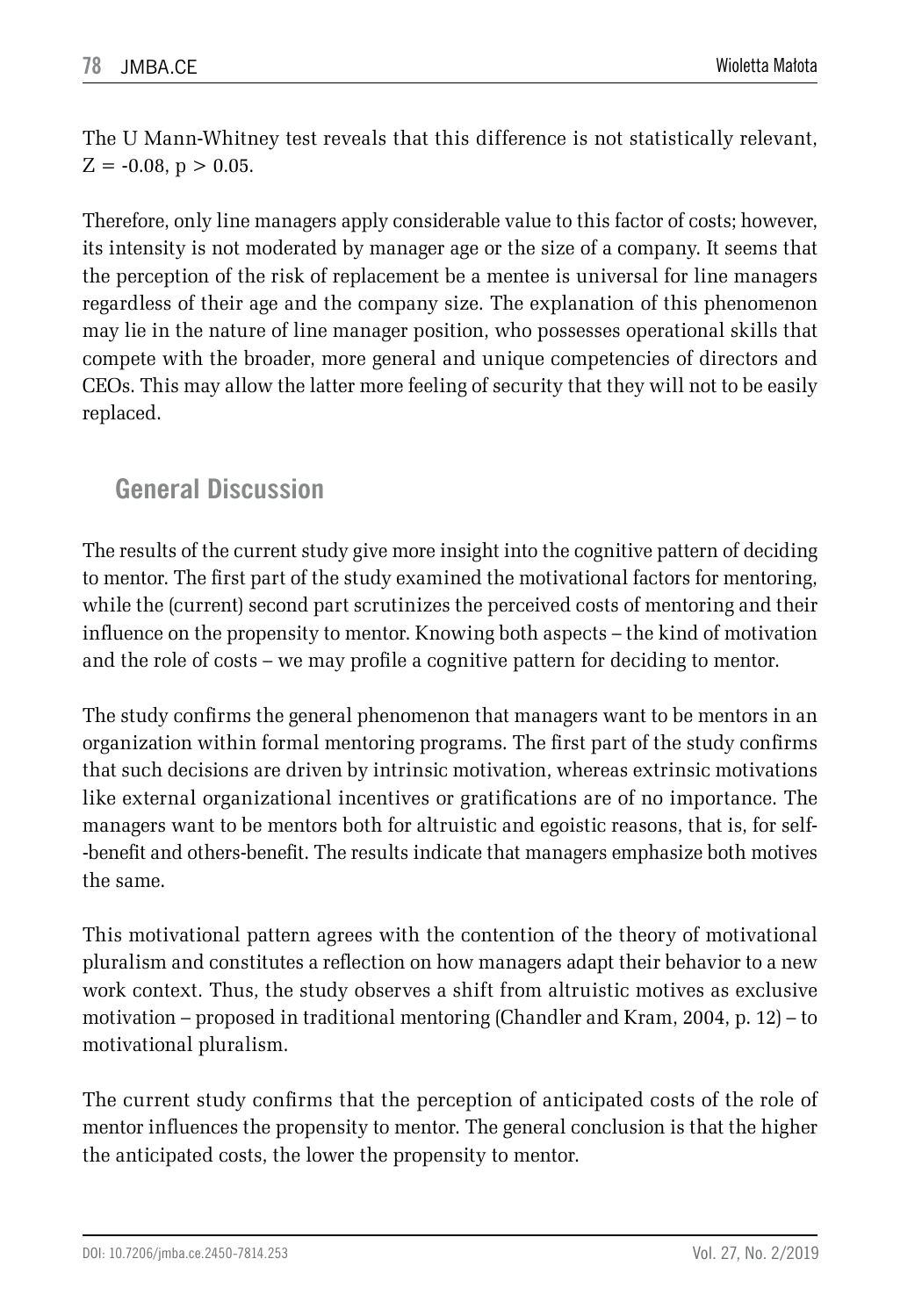The U Mann-Whitney test reveals that this difference is not statistically relevant, $Z = -0.08$, $p > 0.05$.

Therefore, only line managers apply considerable value to this factor of costs; however, its intensity is not moderated by manager age or the size of a company. It seems that the perception of the risk of replacement be a mentee is universal for line managers regardless of their age and the company size. The explanation of this phenomenon may lie in the nature of line manager position, who possesses operational skills that compete with the broader, more general and unique competencies of directors and CEOs. This may allow the latter more feeling of security that they will not to be easily replaced.

## General Discussion

The results of the current study give more insight into the cognitive pattern of deciding to mentor. The first part of the study examined the motivational factors for mentoring, while the (current) second part scrutinizes the perceived costs of mentoring and their influence on the propensity to mentor. Knowing both aspects – the kind of motivation and the role of costs – we may profile a cognitive pattern for deciding to mentor.

The study confirms the general phenomenon that managers want to be mentors in an organization within formal mentoring programs. The first part of the study confirms that such decisions are driven by intrinsic motivation, whereas extrinsic motivations like external organizational incentives or gratifications are of no importance. The managers want to be mentors both for altruistic and egoistic reasons, that is, for self-benefit and others-benefit. The results indicate that managers emphasize both motives the same.

This motivational pattern agrees with the contention of the theory of motivational pluralism and constitutes a reflection on how managers adapt their behavior to a new work context. Thus, the study observes a shift from altruistic motives as exclusive motivation – proposed in traditional mentoring (Chandler and Kram, 2004, p. 12) – to motivational pluralism.

The current study confirms that the perception of anticipated costs of the role of mentor influences the propensity to mentor. The general conclusion is that the higher the anticipated costs, the lower the propensity to mentor.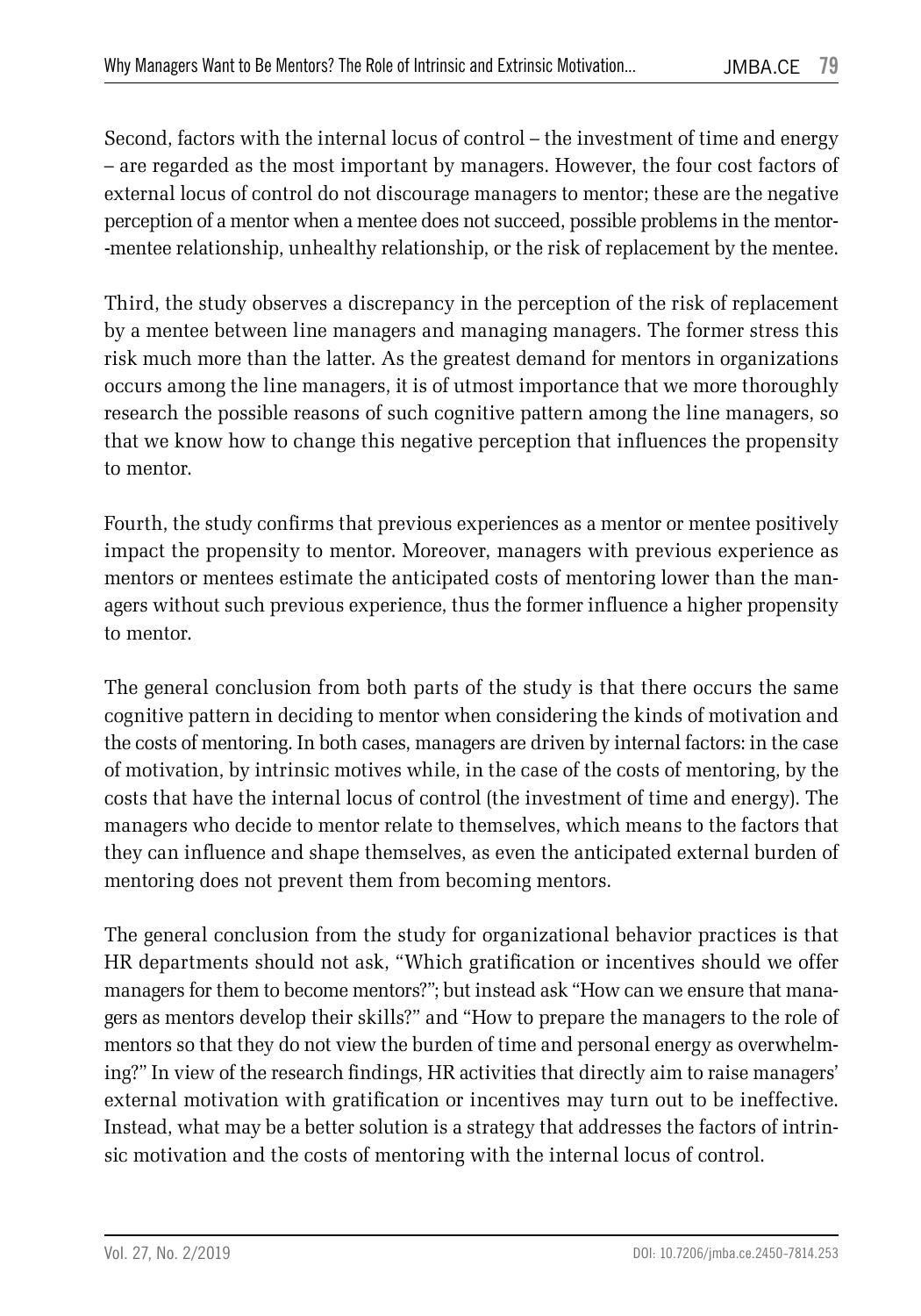Second, factors with the internal locus of control – the investment of time and energy – are regarded as the most important by managers. However, the four cost factors of external locus of control do not discourage managers to mentor; these are the negative perception of a mentor when a mentee does not succeed, possible problems in the mentor-mentee relationship, unhealthy relationship, or the risk of replacement by the mentee.

Third, the study observes a discrepancy in the perception of the risk of replacement by a mentee between line managers and managing managers. The former stress this risk much more than the latter. As the greatest demand for mentors in organizations occurs among the line managers, it is of utmost importance that we more thoroughly research the possible reasons of such cognitive pattern among the line managers, so that we know how to change this negative perception that influences the propensity to mentor.

Fourth, the study confirms that previous experiences as a mentor or mentee positively impact the propensity to mentor. Moreover, managers with previous experience as mentors or mentees estimate the anticipated costs of mentoring lower than the managers without such previous experience, thus the former influence a higher propensity to mentor.

The general conclusion from both parts of the study is that there occurs the same cognitive pattern in deciding to mentor when considering the kinds of motivation and the costs of mentoring. In both cases, managers are driven by internal factors: in the case of motivation, by intrinsic motives while, in the case of the costs of mentoring, by the costs that have the internal locus of control (the investment of time and energy). The managers who decide to mentor relate to themselves, which means to the factors that they can influence and shape themselves, as even the anticipated external burden of mentoring does not prevent them from becoming mentors.

The general conclusion from the study for organizational behavior practices is that HR departments should not ask, "Which gratification or incentives should we offer managers for them to become mentors?"; but instead ask "How can we ensure that managers as mentors develop their skills?" and "How to prepare the managers to the role of mentors so that they do not view the burden of time and personal energy as overwhelming?" In view of the research findings, HR activities that directly aim to raise managers' external motivation with gratification or incentives may turn out to be ineffective. Instead, what may be a better solution is a strategy that addresses the factors of intrinsic motivation and the costs of mentoring with the internal locus of control.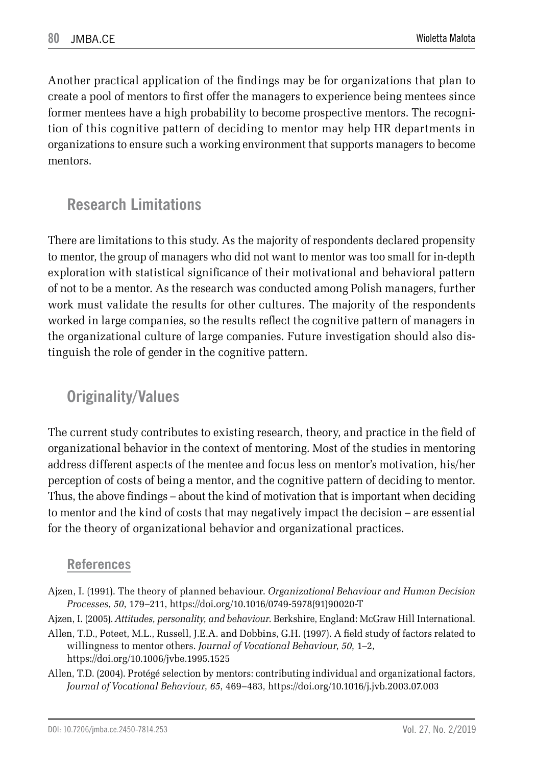Another practical application of the findings may be for organizations that plan to create a pool of mentors to first offer the managers to experience being mentees since former mentees have a high probability to become prospective mentors. The recognition of this cognitive pattern of deciding to mentor may help HR departments in organizations to ensure such a working environment that supports managers to become mentors.

## Research Limitations

There are limitations to this study. As the majority of respondents declared propensity to mentor, the group of managers who did not want to mentor was too small for in-depth exploration with statistical significance of their motivational and behavioral pattern of not to be a mentor. As the research was conducted among Polish managers, further work must validate the results for other cultures. The majority of the respondents worked in large companies, so the results reflect the cognitive pattern of managers in the organizational culture of large companies. Future investigation should also distinguish the role of gender in the cognitive pattern.

## Originality/Values

The current study contributes to existing research, theory, and practice in the field of organizational behavior in the context of mentoring. Most of the studies in mentoring address different aspects of the mentee and focus less on mentor's motivation, his/her perception of costs of being a mentor, and the cognitive pattern of deciding to mentor. Thus, the above findings – about the kind of motivation that is important when deciding to mentor and the kind of costs that may negatively impact the decision – are essential for the theory of organizational behavior and organizational practices.

### References

Ajzen, I. (1991). The theory of planned behaviour. *Organizational Behaviour and Human Decision Processes*, *50*, 179–211, https://doi.org/10.1016/0749-5978(91)90020-T

Ajzen, I. (2005). *Attitudes, personality, and behaviour*. Berkshire, England: McGraw Hill International.

Allen, T.D., Poteet, M.L., Russell, J.E.A. and Dobbins, G.H. (1997). A field study of factors related to willingness to mentor others. *Journal of Vocational Behaviour*, *50*, 1–2, https://doi.org/10.1006/jvbe.1995.1525

Allen, T.D. (2004). Protégé selection by mentors: contributing individual and organizational factors, *Journal of Vocational Behaviour*, *65*, 469–483, https://doi.org/10.1016/j.jvb.2003.07.003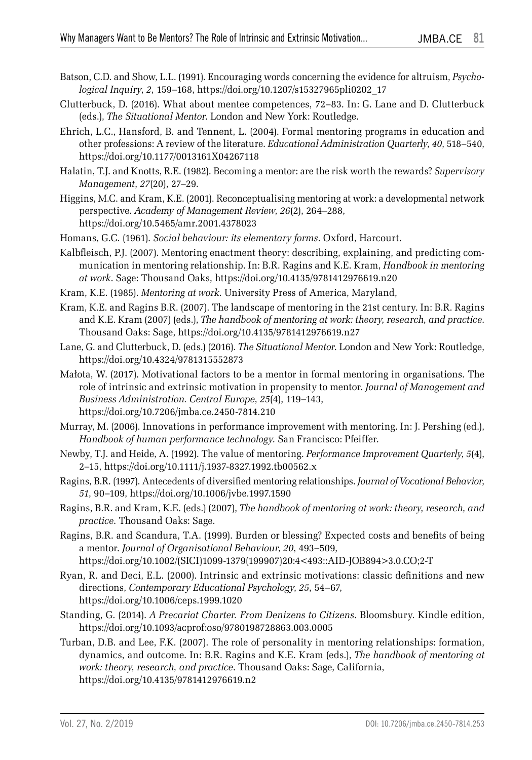Batson, C.D. and Show, L.L. (1991). Encouraging words concerning the evidence for altruism, *Psychological Inquiry*, *2*, 159–168, https://doi.org/10.1207/s15327965pli0202_17

Clutterbuck, D. (2016). What about mentee competences, 72–83. In: G. Lane and D. Clutterbuck (eds.), *The Situational Mentor*. London and New York: Routledge.

Ehrich, L.C., Hansford, B. and Tennent, L. (2004). Formal mentoring programs in education and other professions: A review of the literature. *Educational Administration Quarterly*, *40*, 518–540, https://doi.org/10.1177/0013161X04267118

Halatin, T.J. and Knotts, R.E. (1982). Becoming a mentor: are the risk worth the rewards? *Supervisory Management*, *27*(20), 27–29.

Higgins, M.C. and Kram, K.E. (2001). Reconceptualising mentoring at work: a developmental network perspective. *Academy of Management Review*, *26*(2), 264–288, https://doi.org/10.5465/amr.2001.4378023

Homans, G.C. (1961). *Social behaviour: its elementary forms*. Oxford, Harcourt.

Kalbfleisch, P.J. (2007). Mentoring enactment theory: describing, explaining, and predicting communication in mentoring relationship. In: B.R. Ragins and K.E. Kram, *Handbook in mentoring at work*. Sage: Thousand Oaks, https://doi.org/10.4135/9781412976619.n20

Kram, K.E. (1985). *Mentoring at work*. University Press of America, Maryland,

Kram, K.E. and Ragins B.R. (2007). The landscape of mentoring in the 21st century. In: B.R. Ragins and K.E. Kram (2007) (eds.), *The handbook of mentoring at work: theory, research, and practice*. Thousand Oaks: Sage, https://doi.org/10.4135/9781412976619.n27

Lane, G. and Clutterbuck, D. (eds.) (2016). *The Situational Mentor*. London and New York: Routledge, https://doi.org/10.4324/9781315552873

Małota, W. (2017). Motivational factors to be a mentor in formal mentoring in organisations. The role of intrinsic and extrinsic motivation in propensity to mentor. *Journal of Management and Business Administration. Central Europe*, *25*(4), 119–143, https://doi.org/10.7206/jmba.ce.2450-7814.210

Murray, M. (2006). Innovations in performance improvement with mentoring. In: J. Pershing (ed.), *Handbook of human performance technology*. San Francisco: Pfeiffer.

Newby, T.J. and Heide, A. (1992). The value of mentoring. *Performance Improvement Quarterly*, *5*(4), 2–15, https://doi.org/10.1111/j.1937-8327.1992.tb00562.x

Ragins, B.R. (1997). Antecedents of diversified mentoring relationships. *Journal of Vocational Behavior*, *51*, 90–109, https://doi.org/10.1006/jvbe.1997.1590

Ragins, B.R. and Kram, K.E. (eds.) (2007), *The handbook of mentoring at work: theory, research, and practice*. Thousand Oaks: Sage.

Ragins, B.R. and Scandura, T.A. (1999). Burden or blessing? Expected costs and benefits of being a mentor. *Journal of Organisational Behaviour*, *20*, 493–509, https://doi.org/10.1002/(SICI)1099-1379(199907)20:4<493::AID-JOB894>3.0.CO;2-T

Ryan, R. and Deci, E.L. (2000). Intrinsic and extrinsic motivations: classic definitions and new directions, *Contemporary Educational Psychology*, *25*, 54–67, https://doi.org/10.1006/ceps.1999.1020

Standing, G. (2014). *A Precariat Charter. From Denizens to Citizens*. Bloomsbury. Kindle edition, https://doi.org/10.1093/acprof:oso/9780198728863.003.0005

Turban, D.B. and Lee, F.K. (2007). The role of personality in mentoring relationships: formation, dynamics, and outcome. In: B.R. Ragins and K.E. Kram (eds.), *The handbook of mentoring at work: theory, research, and practice*. Thousand Oaks: Sage, California, https://doi.org/10.4135/9781412976619.n2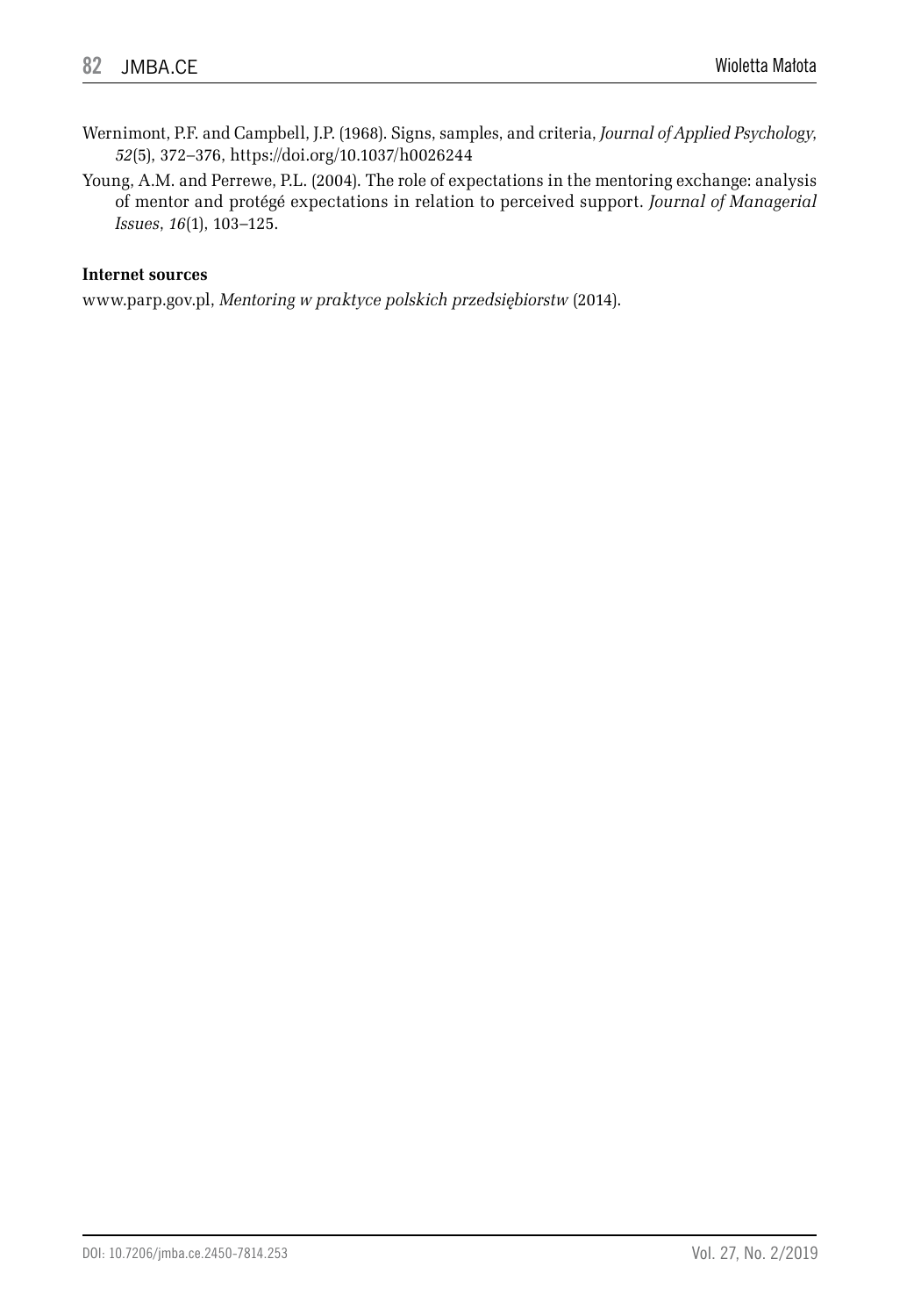Wernimont, P.F. and Campbell, J.P. (1968). Signs, samples, and criteria, *Journal of Applied Psychology*, *52*(5), 372–376, https://doi.org/10.1037/h0026244

Young, A.M. and Perrewe, P.L. (2004). The role of expectations in the mentoring exchange: analysis of mentor and protégé expectations in relation to perceived support. *Journal of Managerial Issues*, *16*(1), 103–125.

**Internet sources**

www.parp.gov.pl, *Mentoring w praktyce polskich przedsiębiorstw* (2014).